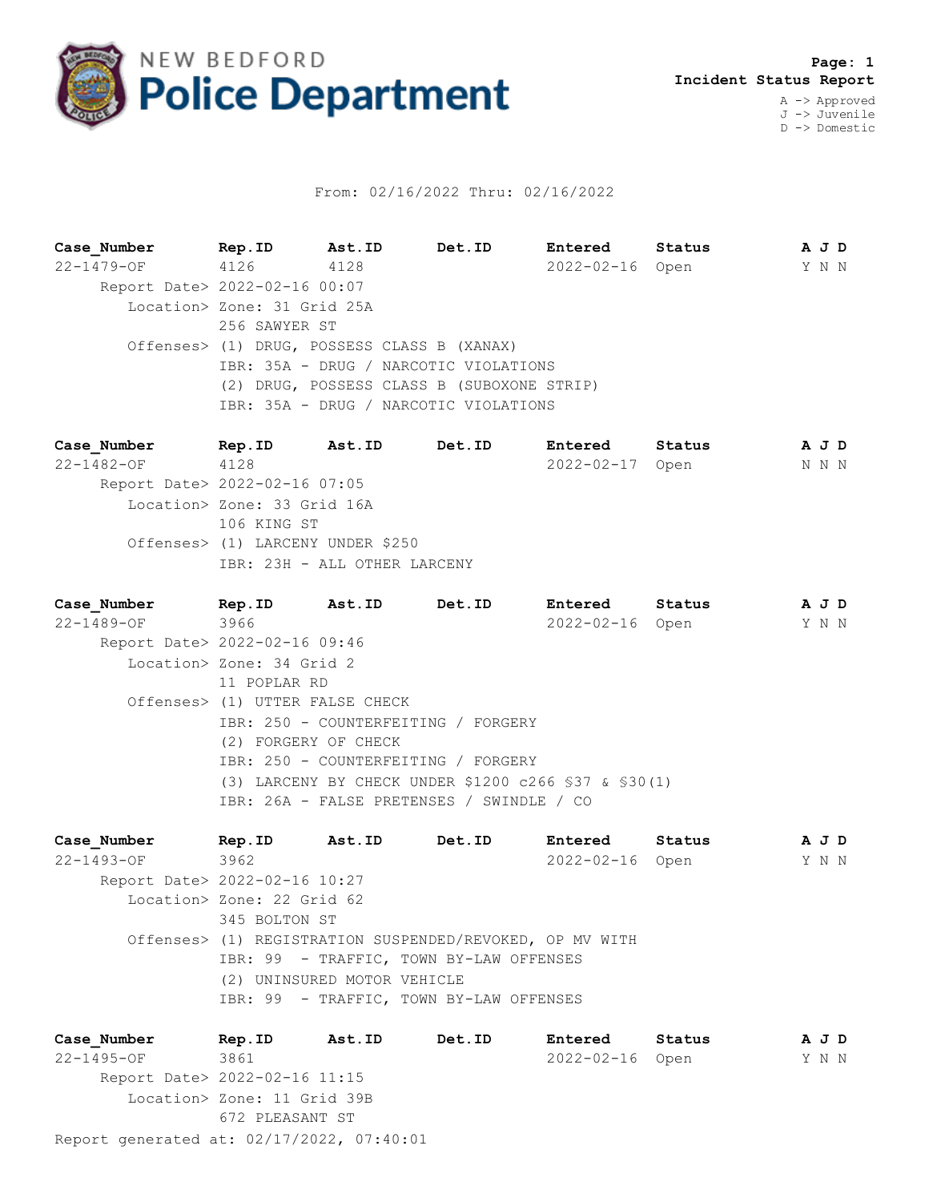# NEW BEDFORD Police Department

**Page: 1**
**Incident Status Report**

A -> Approved
J -> Juvenile
D -> Domestic

From: 02/16/2022 Thru: 02/16/2022

| Case_Number | Rep.ID | Ast.ID | Det.ID | Entered | Status | A J D |
|---|---|---|---|---|---|---|
| 22-1479-OF | 4126 | 4128 | | 2022-02-16 | Open | Y N N |

Report Date> 2022-02-16 00:07
Location> Zone: 31 Grid 25A
256 SAWYER ST
Offenses> (1) DRUG, POSSESS CLASS B (XANAX)
IBR: 35A - DRUG / NARCOTIC VIOLATIONS
(2) DRUG, POSSESS CLASS B (SUBOXONE STRIP)
IBR: 35A - DRUG / NARCOTIC VIOLATIONS

| Case_Number | Rep.ID | Ast.ID | Det.ID | Entered | Status | A J D |
|---|---|---|---|---|---|---|
| 22-1482-OF | 4128 | | | 2022-02-17 | Open | N N N |

Report Date> 2022-02-16 07:05
Location> Zone: 33 Grid 16A
106 KING ST
Offenses> (1) LARCENY UNDER $250
IBR: 23H - ALL OTHER LARCENY

| Case_Number | Rep.ID | Ast.ID | Det.ID | Entered | Status | A J D |
|---|---|---|---|---|---|---|
| 22-1489-OF | 3966 | | | 2022-02-16 | Open | Y N N |

Report Date> 2022-02-16 09:46
Location> Zone: 34 Grid 2
11 POPLAR RD
Offenses> (1) UTTER FALSE CHECK
IBR: 250 - COUNTERFEITING / FORGERY
(2) FORGERY OF CHECK
IBR: 250 - COUNTERFEITING / FORGERY
(3) LARCENY BY CHECK UNDER $1200 c266 §37 & §30(1)
IBR: 26A - FALSE PRETENSES / SWINDLE / CO

| Case_Number | Rep.ID | Ast.ID | Det.ID | Entered | Status | A J D |
|---|---|---|---|---|---|---|
| 22-1493-OF | 3962 | | | 2022-02-16 | Open | Y N N |

Report Date> 2022-02-16 10:27
Location> Zone: 22 Grid 62
345 BOLTON ST
Offenses> (1) REGISTRATION SUSPENDED/REVOKED, OP MV WITH
IBR: 99 - TRAFFIC, TOWN BY-LAW OFFENSES
(2) UNINSURED MOTOR VEHICLE
IBR: 99 - TRAFFIC, TOWN BY-LAW OFFENSES

| Case_Number | Rep.ID | Ast.ID | Det.ID | Entered | Status | A J D |
|---|---|---|---|---|---|---|
| 22-1495-OF | 3861 | | | 2022-02-16 | Open | Y N N |

Report Date> 2022-02-16 11:15
Location> Zone: 11 Grid 39B
672 PLEASANT ST

Report generated at: 02/17/2022, 07:40:01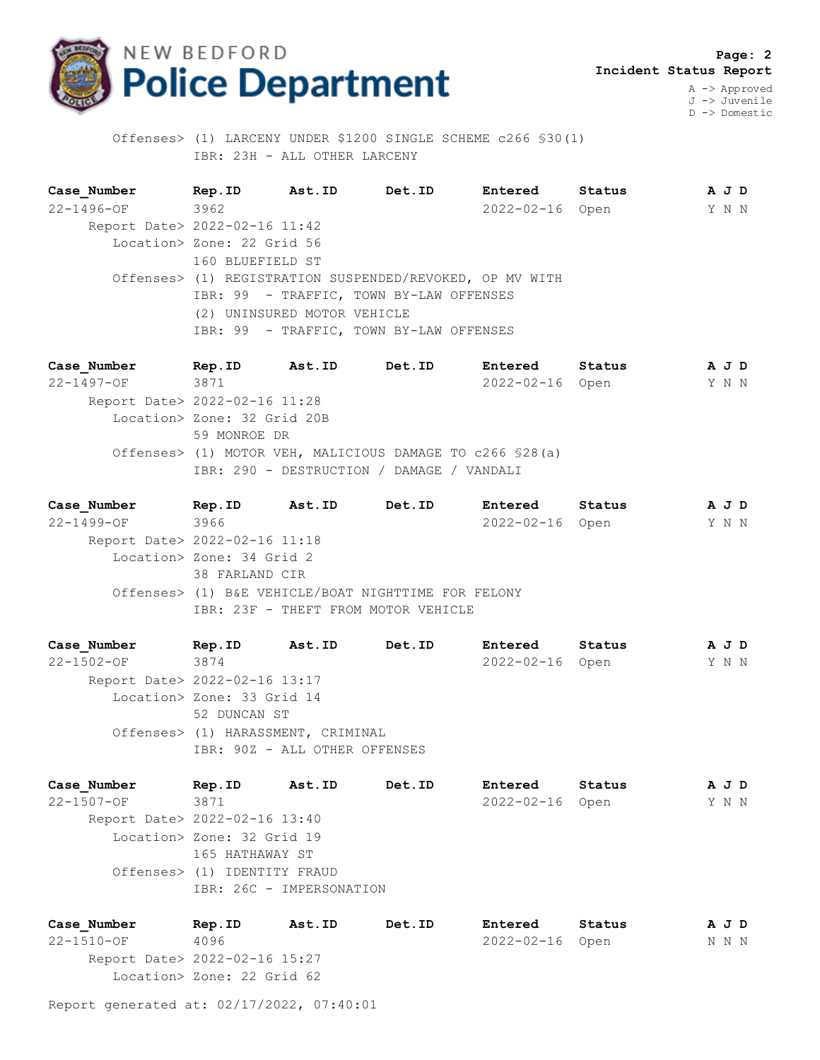Offenses> (1) LARCENY UNDER $1200 SINGLE SCHEME c266 §30(1)
IBR: 23H - ALL OTHER LARCENY

| Case_Number | Rep.ID | Ast.ID | Det.ID | Entered | Status | A J D |
|---|---|---|---|---|---|---|
| 22-1496-OF | 3962 | | | 2022-02-16 | Open | Y N N |

Report Date> 2022-02-16 11:42
Location> Zone: 22 Grid 56
160 BLUEFIELD ST
Offenses> (1) REGISTRATION SUSPENDED/REVOKED, OP MV WITH
IBR: 99 - TRAFFIC, TOWN BY-LAW OFFENSES
(2) UNINSURED MOTOR VEHICLE
IBR: 99 - TRAFFIC, TOWN BY-LAW OFFENSES

| Case_Number | Rep.ID | Ast.ID | Det.ID | Entered | Status | A J D |
|---|---|---|---|---|---|---|
| 22-1497-OF | 3871 | | | 2022-02-16 | Open | Y N N |

Report Date> 2022-02-16 11:28
Location> Zone: 32 Grid 20B
59 MONROE DR
Offenses> (1) MOTOR VEH, MALICIOUS DAMAGE TO c266 §28(a)
IBR: 290 - DESTRUCTION / DAMAGE / VANDALI

| Case_Number | Rep.ID | Ast.ID | Det.ID | Entered | Status | A J D |
|---|---|---|---|---|---|---|
| 22-1499-OF | 3966 | | | 2022-02-16 | Open | Y N N |

Report Date> 2022-02-16 11:18
Location> Zone: 34 Grid 2
38 FARLAND CIR
Offenses> (1) B&E VEHICLE/BOAT NIGHTTIME FOR FELONY
IBR: 23F - THEFT FROM MOTOR VEHICLE

| Case_Number | Rep.ID | Ast.ID | Det.ID | Entered | Status | A J D |
|---|---|---|---|---|---|---|
| 22-1502-OF | 3874 | | | 2022-02-16 | Open | Y N N |

Report Date> 2022-02-16 13:17
Location> Zone: 33 Grid 14
52 DUNCAN ST
Offenses> (1) HARASSMENT, CRIMINAL
IBR: 90Z - ALL OTHER OFFENSES

| Case_Number | Rep.ID | Ast.ID | Det.ID | Entered | Status | A J D |
|---|---|---|---|---|---|---|
| 22-1507-OF | 3871 | | | 2022-02-16 | Open | Y N N |

Report Date> 2022-02-16 13:40
Location> Zone: 32 Grid 19
165 HATHAWAY ST
Offenses> (1) IDENTITY FRAUD
IBR: 26C - IMPERSONATION

| Case_Number | Rep.ID | Ast.ID | Det.ID | Entered | Status | A J D |
|---|---|---|---|---|---|---|
| 22-1510-OF | 4096 | | | 2022-02-16 | Open | N N N |

Report Date> 2022-02-16 15:27
Location> Zone: 22 Grid 62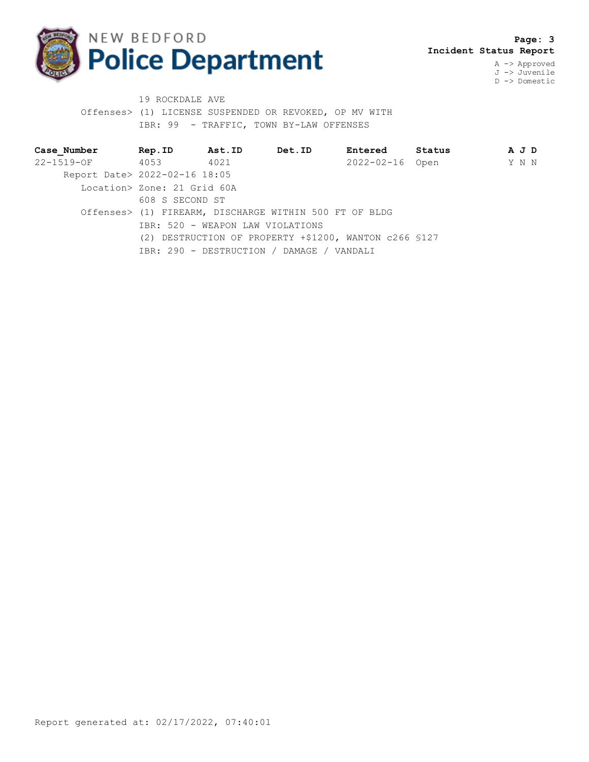NEW BEDFORD
**Police Department**

**Incident Status Report**

A -> Approved
J -> Juvenile
D -> Domestic

19 ROCKDALE AVE
Offenses> (1) LICENSE SUSPENDED OR REVOKED, OP MV WITH
IBR: 99 - TRAFFIC, TOWN BY-LAW OFFENSES

| Case_Number | Rep.ID | Ast.ID | Det.ID | Entered | Status | A | J | D |
|---|---|---|---|---|---|---|---|---|
| 22-1519-OF | 4053 | 4021 | | 2022-02-16 | Open | Y | N | N |

Report Date> 2022-02-16 18:05
Location> Zone: 21 Grid 60A
608 S SECOND ST
Offenses> (1) FIREARM, DISCHARGE WITHIN 500 FT OF BLDG
IBR: 520 - WEAPON LAW VIOLATIONS
(2) DESTRUCTION OF PROPERTY +$1200, WANTON c266 §127
IBR: 290 - DESTRUCTION / DAMAGE / VANDALI

Report generated at: 02/17/2022, 07:40:01